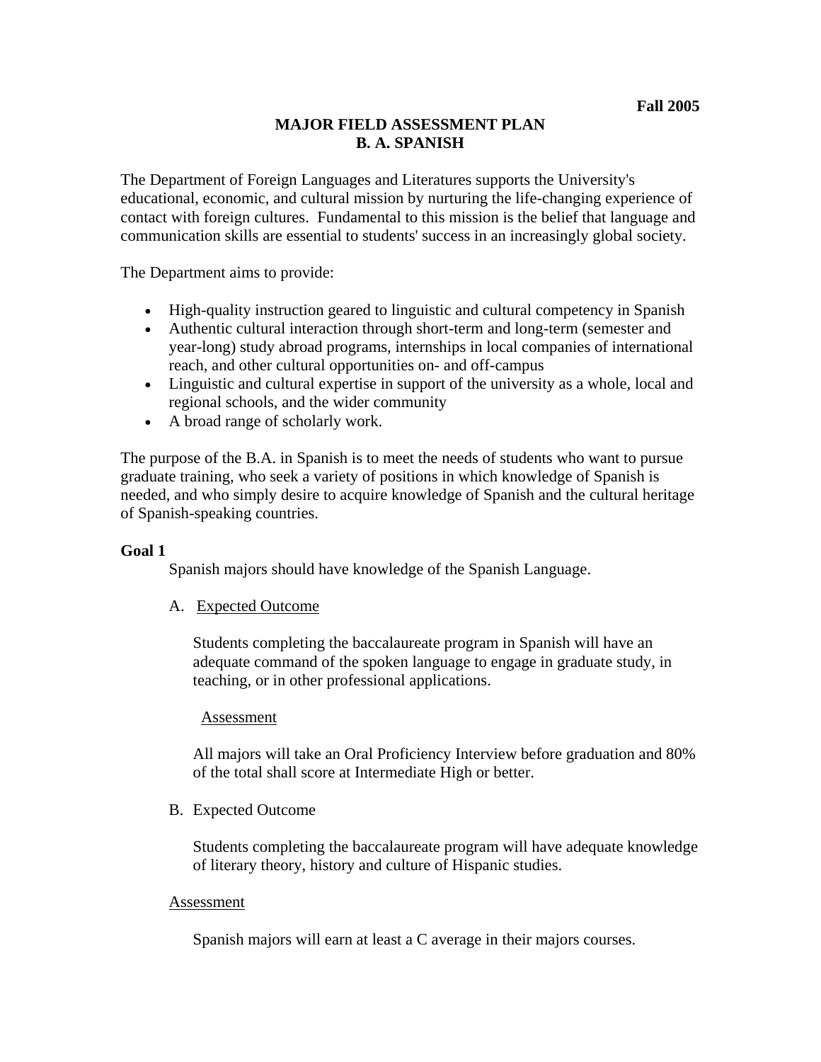**Fall 2005**

# MAJOR FIELD ASSESSMENT PLAN
# B. A. SPANISH

The Department of Foreign Languages and Literatures supports the University's educational, economic, and cultural mission by nurturing the life-changing experience of contact with foreign cultures. Fundamental to this mission is the belief that language and communication skills are essential to students' success in an increasingly global society.

The Department aims to provide:

- High-quality instruction geared to linguistic and cultural competency in Spanish
- Authentic cultural interaction through short-term and long-term (semester and year-long) study abroad programs, internships in local companies of international reach, and other cultural opportunities on- and off-campus
- Linguistic and cultural expertise in support of the university as a whole, local and regional schools, and the wider community
- A broad range of scholarly work.

The purpose of the B.A. in Spanish is to meet the needs of students who want to pursue graduate training, who seek a variety of positions in which knowledge of Spanish is needed, and who simply desire to acquire knowledge of Spanish and the cultural heritage of Spanish-speaking countries.

**Goal 1**

Spanish majors should have knowledge of the Spanish Language.

A. Expected Outcome

Students completing the baccalaureate program in Spanish will have an adequate command of the spoken language to engage in graduate study, in teaching, or in other professional applications.

Assessment

All majors will take an Oral Proficiency Interview before graduation and 80% of the total shall score at Intermediate High or better.

B. Expected Outcome

Students completing the baccalaureate program will have adequate knowledge of literary theory, history and culture of Hispanic studies.

Assessment

Spanish majors will earn at least a C average in their majors courses.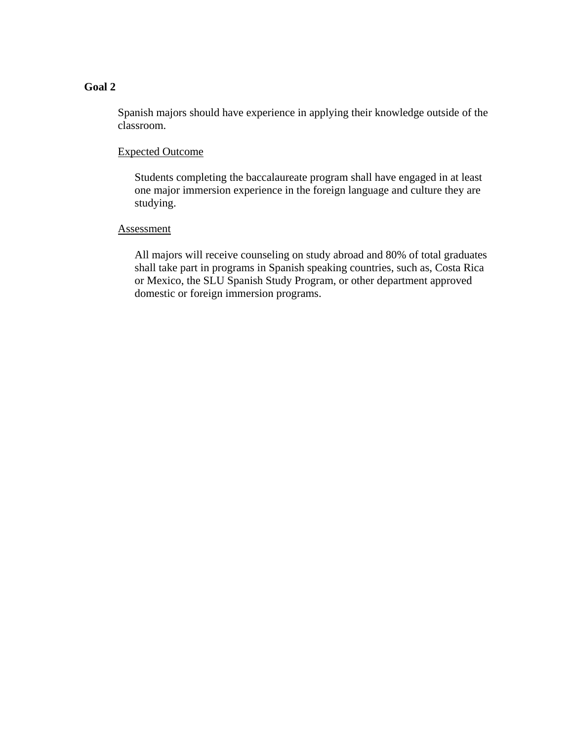**Goal 2**

Spanish majors should have experience in applying their knowledge outside of the classroom.

<u>Expected Outcome</u>

Students completing the baccalaureate program shall have engaged in at least one major immersion experience in the foreign language and culture they are studying.

<u>Assessment</u>

All majors will receive counseling on study abroad and 80% of total graduates shall take part in programs in Spanish speaking countries, such as, Costa Rica or Mexico, the SLU Spanish Study Program, or other department approved domestic or foreign immersion programs.